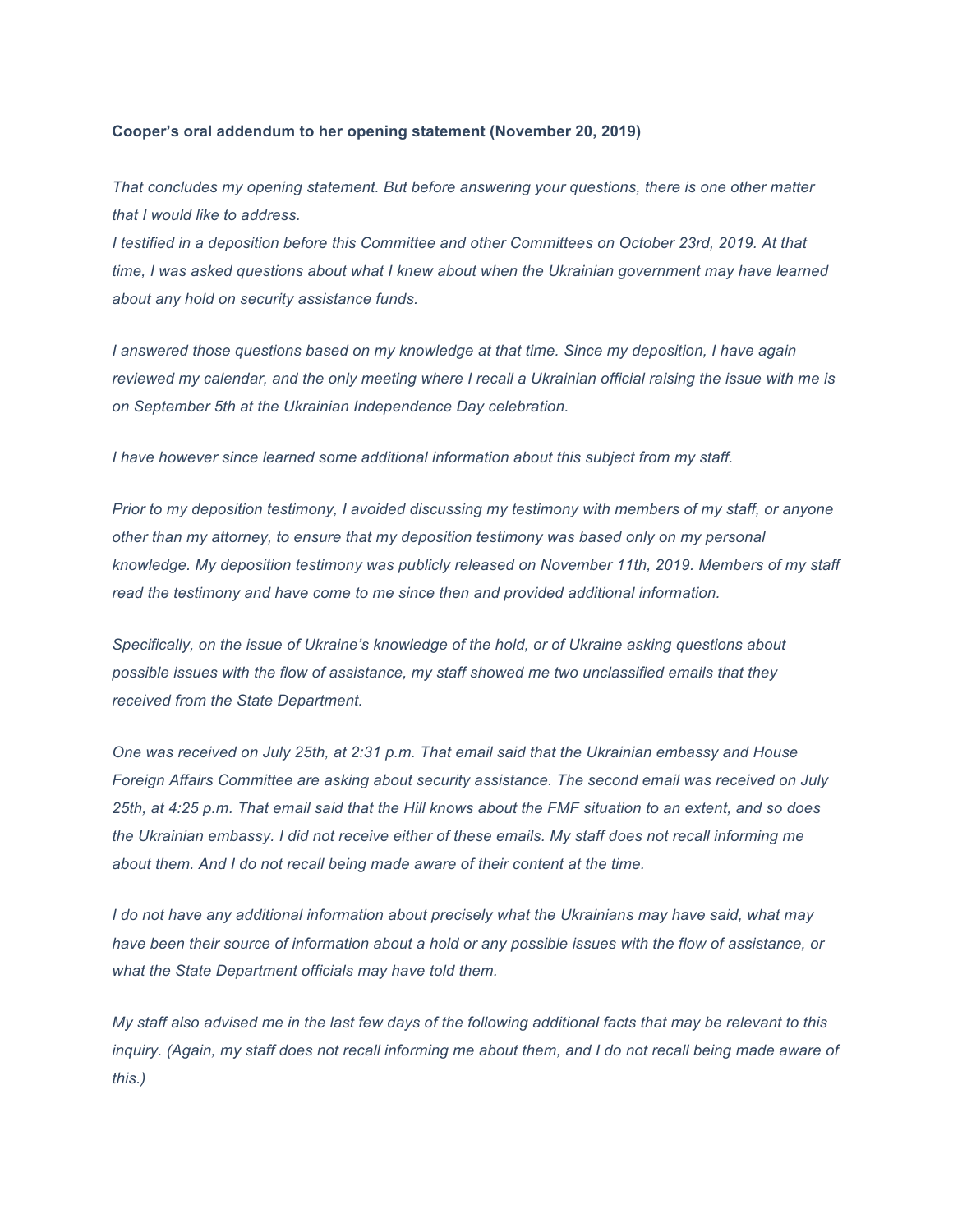**Cooper's oral addendum to her opening statement (November 20, 2019)**

*That concludes my opening statement. But before answering your questions, there is one other matter that I would like to address.*

*I testified in a deposition before this Committee and other Committees on October 23rd, 2019. At that time, I was asked questions about what I knew about when the Ukrainian government may have learned about any hold on security assistance funds.*

*I answered those questions based on my knowledge at that time. Since my deposition, I have again reviewed my calendar, and the only meeting where I recall a Ukrainian official raising the issue with me is on September 5th at the Ukrainian Independence Day celebration.*

*I have however since learned some additional information about this subject from my staff.*

*Prior to my deposition testimony, I avoided discussing my testimony with members of my staff, or anyone other than my attorney, to ensure that my deposition testimony was based only on my personal knowledge. My deposition testimony was publicly released on November 11th, 2019. Members of my staff read the testimony and have come to me since then and provided additional information.*

*Specifically, on the issue of Ukraine's knowledge of the hold, or of Ukraine asking questions about possible issues with the flow of assistance, my staff showed me two unclassified emails that they received from the State Department.*

*One was received on July 25th, at 2:31 p.m. That email said that the Ukrainian embassy and House Foreign Affairs Committee are asking about security assistance. The second email was received on July 25th, at 4:25 p.m. That email said that the Hill knows about the FMF situation to an extent, and so does the Ukrainian embassy. I did not receive either of these emails. My staff does not recall informing me about them. And I do not recall being made aware of their content at the time.*

*I do not have any additional information about precisely what the Ukrainians may have said, what may have been their source of information about a hold or any possible issues with the flow of assistance, or what the State Department officials may have told them.*

*My staff also advised me in the last few days of the following additional facts that may be relevant to this inquiry. (Again, my staff does not recall informing me about them, and I do not recall being made aware of this.)*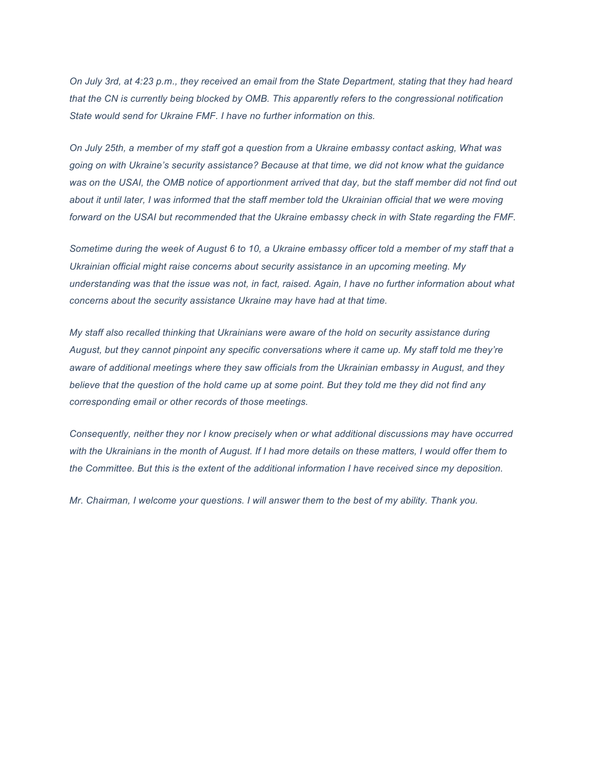*On July 3rd, at 4:23 p.m., they received an email from the State Department, stating that they had heard that the CN is currently being blocked by OMB. This apparently refers to the congressional notification State would send for Ukraine FMF. I have no further information on this.*

*On July 25th, a member of my staff got a question from a Ukraine embassy contact asking, What was going on with Ukraine's security assistance? Because at that time, we did not know what the guidance was on the USAI, the OMB notice of apportionment arrived that day, but the staff member did not find out about it until later, I was informed that the staff member told the Ukrainian official that we were moving forward on the USAI but recommended that the Ukraine embassy check in with State regarding the FMF.*

*Sometime during the week of August 6 to 10, a Ukraine embassy officer told a member of my staff that a Ukrainian official might raise concerns about security assistance in an upcoming meeting. My understanding was that the issue was not, in fact, raised. Again, I have no further information about what concerns about the security assistance Ukraine may have had at that time.*

*My staff also recalled thinking that Ukrainians were aware of the hold on security assistance during August, but they cannot pinpoint any specific conversations where it came up. My staff told me they're aware of additional meetings where they saw officials from the Ukrainian embassy in August, and they believe that the question of the hold came up at some point. But they told me they did not find any corresponding email or other records of those meetings.*

*Consequently, neither they nor I know precisely when or what additional discussions may have occurred with the Ukrainians in the month of August. If I had more details on these matters, I would offer them to the Committee. But this is the extent of the additional information I have received since my deposition.*

*Mr. Chairman, I welcome your questions. I will answer them to the best of my ability. Thank you.*